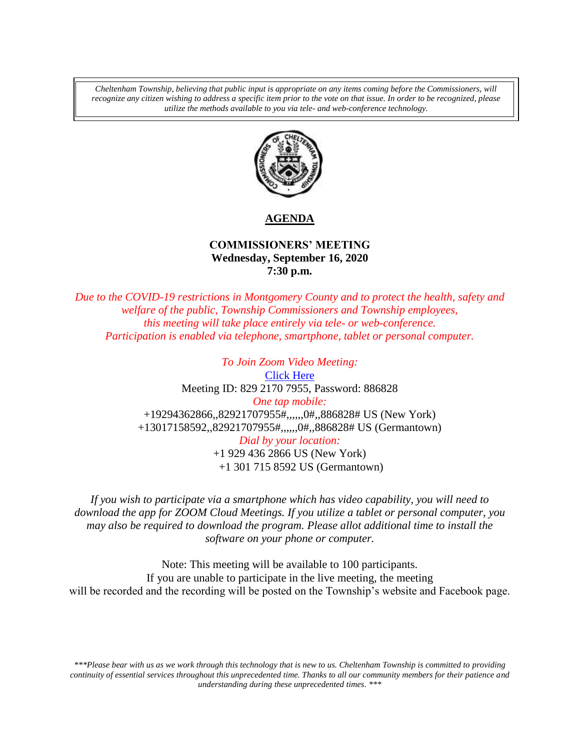*Cheltenham Township, believing that public input is appropriate on any items coming before the Commissioners, will recognize any citizen wishing to address a specific item prior to the vote on that issue. In order to be recognized, please utilize the methods available to you via tele- and web-conference technology.*

# AGENDA

**COMMISSIONERS' MEETING**
**Wednesday, September 16, 2020**
**7:30 p.m.**

*Due to the COVID-19 restrictions in Montgomery County and to protect the health, safety and welfare of the public, Township Commissioners and Township employees, this meeting will take place entirely via tele- or web-conference. Participation is enabled via telephone, smartphone, tablet or personal computer.*

*To Join Zoom Video Meeting:*
Click Here
Meeting ID: 829 2170 7955, Password: 886828
*One tap mobile:*
+19294362866,,82921707955#,,,,,,0#,,886828# US (New York)
+13017158592,,82921707955#,,,,,,0#,,886828# US (Germantown)
*Dial by your location:*
+1 929 436 2866 US (New York)
+1 301 715 8592 US (Germantown)

*If you wish to participate via a smartphone which has video capability, you will need to download the app for ZOOM Cloud Meetings. If you utilize a tablet or personal computer, you may also be required to download the program. Please allot additional time to install the software on your phone or computer.*

Note: This meeting will be available to 100 participants.
If you are unable to participate in the live meeting, the meeting will be recorded and the recording will be posted on the Township's website and Facebook page.

*\*\*\*Please bear with us as we work through this technology that is new to us. Cheltenham Township is committed to providing continuity of essential services throughout this unprecedented time. Thanks to all our community members for their patience and understanding during these unprecedented times. \*\*\**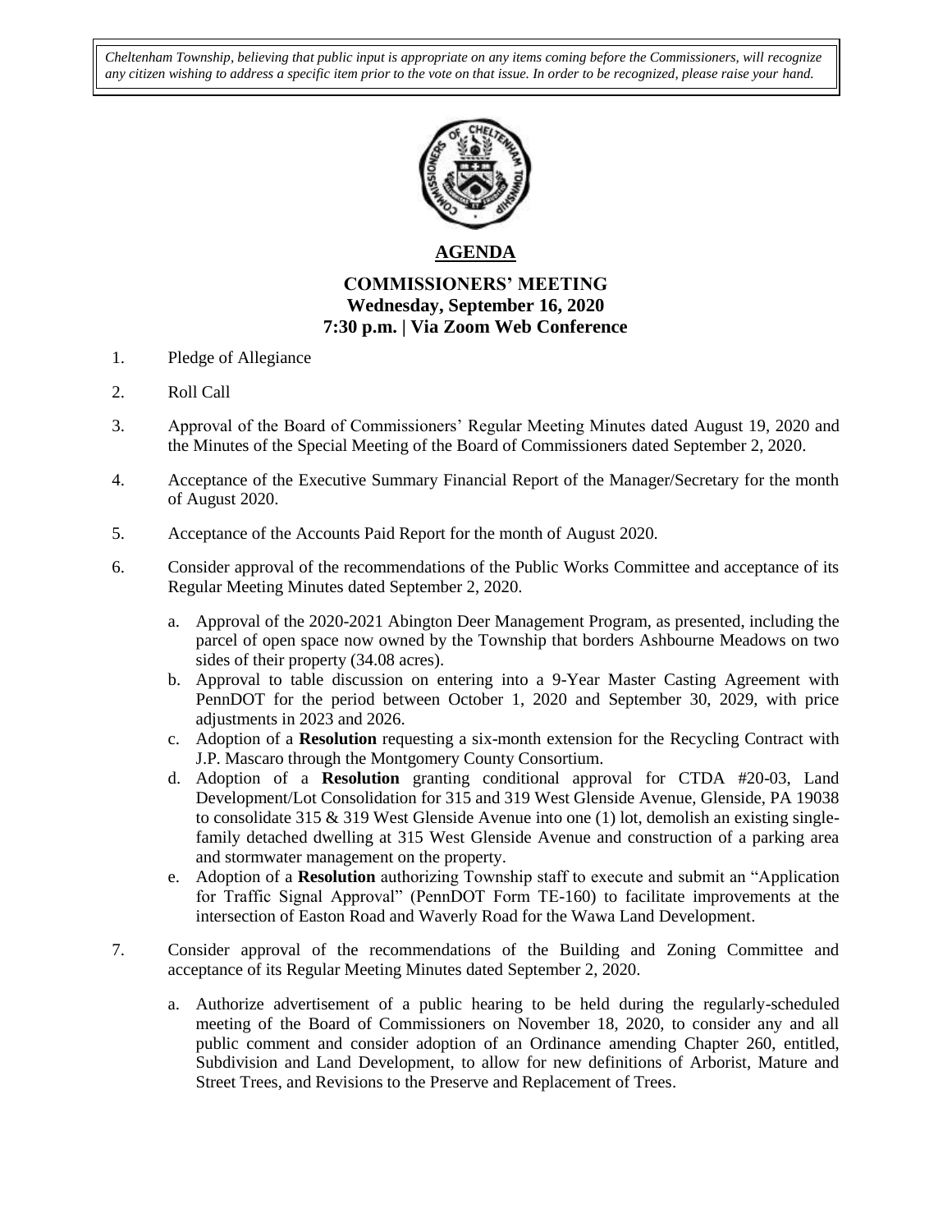*Cheltenham Township, believing that public input is appropriate on any items coming before the Commissioners, will recognize any citizen wishing to address a specific item prior to the vote on that issue. In order to be recognized, please raise your hand.*

# AGENDA

## COMMISSIONERS' MEETING
## Wednesday, September 16, 2020
## 7:30 p.m. | Via Zoom Web Conference

1. Pledge of Allegiance

2. Roll Call

3. Approval of the Board of Commissioners' Regular Meeting Minutes dated August 19, 2020 and the Minutes of the Special Meeting of the Board of Commissioners dated September 2, 2020.

4. Acceptance of the Executive Summary Financial Report of the Manager/Secretary for the month of August 2020.

5. Acceptance of the Accounts Paid Report for the month of August 2020.

6. Consider approval of the recommendations of the Public Works Committee and acceptance of its Regular Meeting Minutes dated September 2, 2020.

   a. Approval of the 2020-2021 Abington Deer Management Program, as presented, including the parcel of open space now owned by the Township that borders Ashbourne Meadows on two sides of their property (34.08 acres).
   b. Approval to table discussion on entering into a 9-Year Master Casting Agreement with PennDOT for the period between October 1, 2020 and September 30, 2029, with price adjustments in 2023 and 2026.
   c. Adoption of a **Resolution** requesting a six-month extension for the Recycling Contract with J.P. Mascaro through the Montgomery County Consortium.
   d. Adoption of a **Resolution** granting conditional approval for CTDA #20-03, Land Development/Lot Consolidation for 315 and 319 West Glenside Avenue, Glenside, PA 19038 to consolidate 315 & 319 West Glenside Avenue into one (1) lot, demolish an existing single-family detached dwelling at 315 West Glenside Avenue and construction of a parking area and stormwater management on the property.
   e. Adoption of a **Resolution** authorizing Township staff to execute and submit an "Application for Traffic Signal Approval" (PennDOT Form TE-160) to facilitate improvements at the intersection of Easton Road and Waverly Road for the Wawa Land Development.

7. Consider approval of the recommendations of the Building and Zoning Committee and acceptance of its Regular Meeting Minutes dated September 2, 2020.

   a. Authorize advertisement of a public hearing to be held during the regularly-scheduled meeting of the Board of Commissioners on November 18, 2020, to consider any and all public comment and consider adoption of an Ordinance amending Chapter 260, entitled, Subdivision and Land Development, to allow for new definitions of Arborist, Mature and Street Trees, and Revisions to the Preserve and Replacement of Trees.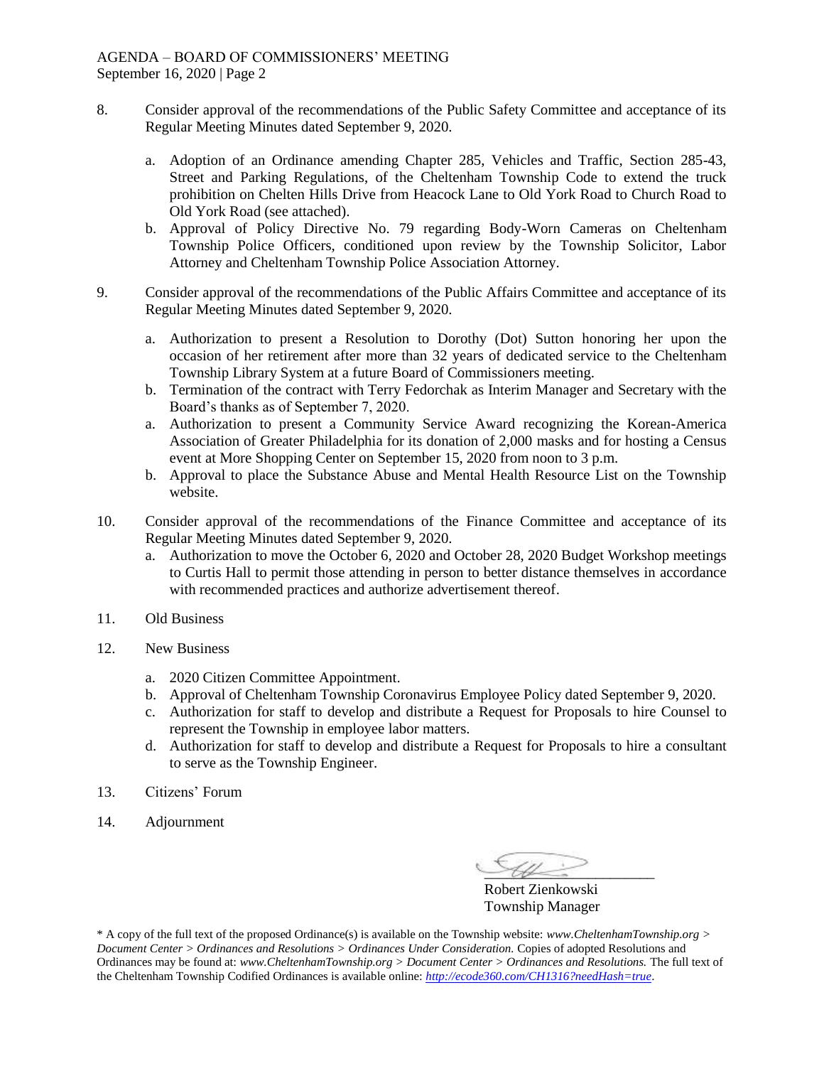8. Consider approval of the recommendations of the Public Safety Committee and acceptance of its Regular Meeting Minutes dated September 9, 2020.

   a. Adoption of an Ordinance amending Chapter 285, Vehicles and Traffic, Section 285-43, Street and Parking Regulations, of the Cheltenham Township Code to extend the truck prohibition on Chelten Hills Drive from Heacock Lane to Old York Road to Church Road to Old York Road (see attached).
   b. Approval of Policy Directive No. 79 regarding Body-Worn Cameras on Cheltenham Township Police Officers, conditioned upon review by the Township Solicitor, Labor Attorney and Cheltenham Township Police Association Attorney.

9. Consider approval of the recommendations of the Public Affairs Committee and acceptance of its Regular Meeting Minutes dated September 9, 2020.

   a. Authorization to present a Resolution to Dorothy (Dot) Sutton honoring her upon the occasion of her retirement after more than 32 years of dedicated service to the Cheltenham Township Library System at a future Board of Commissioners meeting.
   b. Termination of the contract with Terry Fedorchak as Interim Manager and Secretary with the Board's thanks as of September 7, 2020.
   a. Authorization to present a Community Service Award recognizing the Korean-America Association of Greater Philadelphia for its donation of 2,000 masks and for hosting a Census event at More Shopping Center on September 15, 2020 from noon to 3 p.m.
   b. Approval to place the Substance Abuse and Mental Health Resource List on the Township website.

10. Consider approval of the recommendations of the Finance Committee and acceptance of its Regular Meeting Minutes dated September 9, 2020.
    a. Authorization to move the October 6, 2020 and October 28, 2020 Budget Workshop meetings to Curtis Hall to permit those attending in person to better distance themselves in accordance with recommended practices and authorize advertisement thereof.

11. Old Business

12. New Business

    a. 2020 Citizen Committee Appointment.
    b. Approval of Cheltenham Township Coronavirus Employee Policy dated September 9, 2020.
    c. Authorization for staff to develop and distribute a Request for Proposals to hire Counsel to represent the Township in employee labor matters.
    d. Authorization for staff to develop and distribute a Request for Proposals to hire a consultant to serve as the Township Engineer.

13. Citizens' Forum

14. Adjournment

Robert Zienkowski
Township Manager

\* A copy of the full text of the proposed Ordinance(s) is available on the Township website: *www.CheltenhamTownship.org > Document Center > Ordinances and Resolutions > Ordinances Under Consideration.* Copies of adopted Resolutions and Ordinances may be found at: *www.CheltenhamTownship.org > Document Center > Ordinances and Resolutions.* The full text of the Cheltenham Township Codified Ordinances is available online: *http://ecode360.com/CH1316?needHash=true*.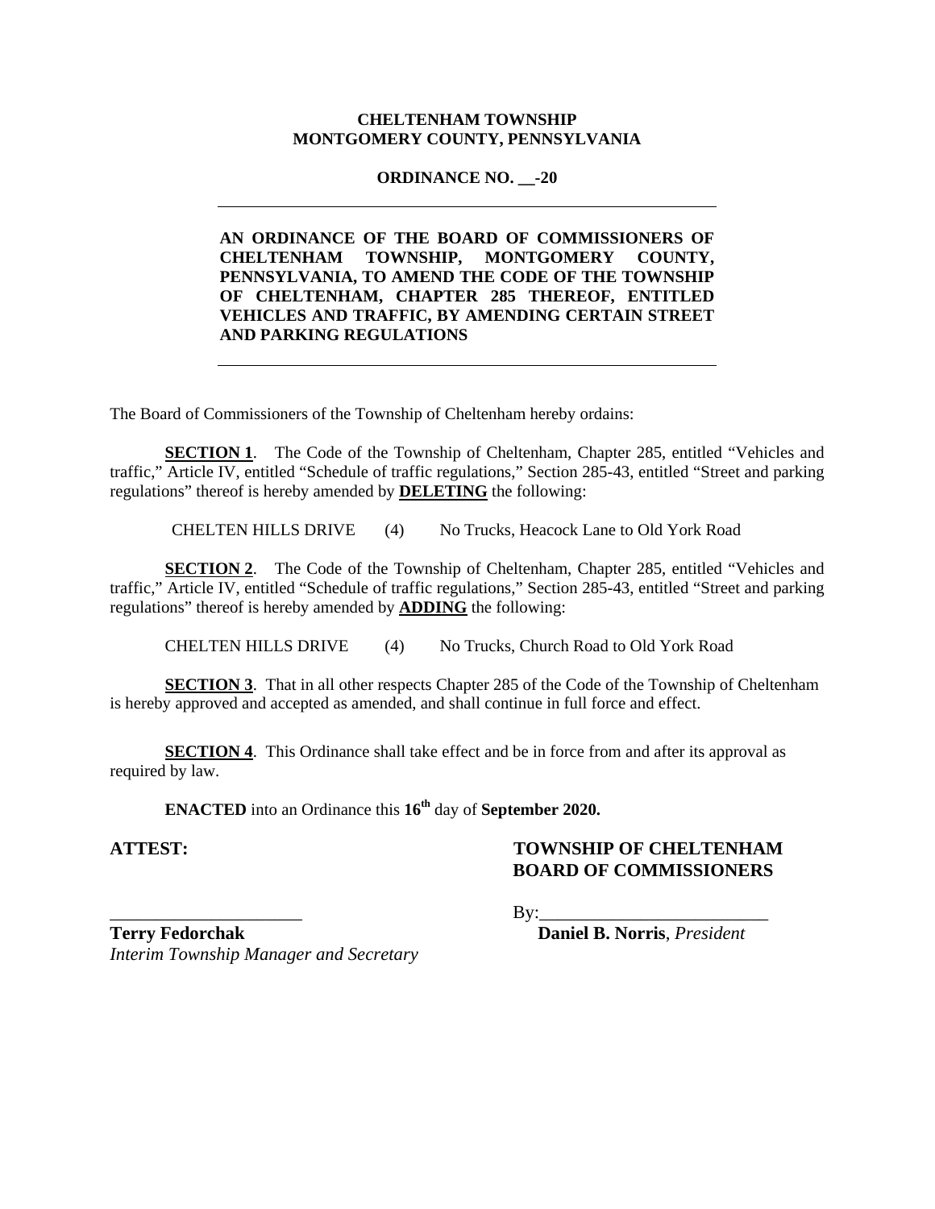**CHELTENHAM TOWNSHIP**
**MONTGOMERY COUNTY, PENNSYLVANIA**

**ORDINANCE NO. __-20**

---

**AN ORDINANCE OF THE BOARD OF COMMISSIONERS OF CHELTENHAM TOWNSHIP, MONTGOMERY COUNTY, PENNSYLVANIA, TO AMEND THE CODE OF THE TOWNSHIP OF CHELTENHAM, CHAPTER 285 THEREOF, ENTITLED VEHICLES AND TRAFFIC, BY AMENDING CERTAIN STREET AND PARKING REGULATIONS**

---

The Board of Commissioners of the Township of Cheltenham hereby ordains:

**SECTION 1**. The Code of the Township of Cheltenham, Chapter 285, entitled "Vehicles and traffic," Article IV, entitled "Schedule of traffic regulations," Section 285-43, entitled "Street and parking regulations" thereof is hereby amended by **DELETING** the following:

CHELTEN HILLS DRIVE (4) No Trucks, Heacock Lane to Old York Road

**SECTION 2**. The Code of the Township of Cheltenham, Chapter 285, entitled "Vehicles and traffic," Article IV, entitled "Schedule of traffic regulations," Section 285-43, entitled "Street and parking regulations" thereof is hereby amended by **ADDING** the following:

CHELTEN HILLS DRIVE (4) No Trucks, Church Road to Old York Road

**SECTION 3**. That in all other respects Chapter 285 of the Code of the Township of Cheltenham is hereby approved and accepted as amended, and shall continue in full force and effect.

**SECTION 4**. This Ordinance shall take effect and be in force from and after its approval as required by law.

**ENACTED** into an Ordinance this **16th** day of **September 2020.**

**ATTEST:**

_____________________

**Terry Fedorchak**
*Interim Township Manager and Secretary*

**TOWNSHIP OF CHELTENHAM BOARD OF COMMISSIONERS**

By:_________________________

**Daniel B. Norris**, *President*